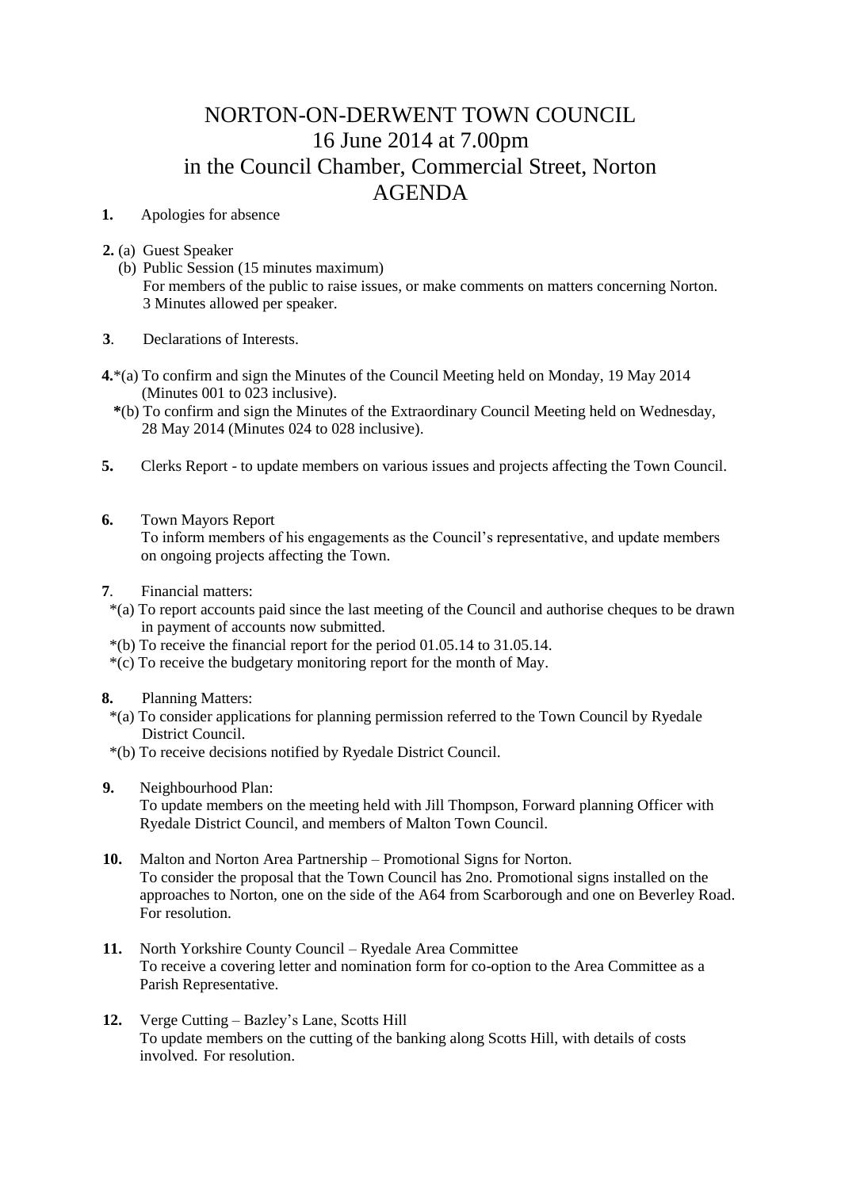# NORTON-ON-DERWENT TOWN COUNCIL
## 16 June 2014 at 7.00pm
## in the Council Chamber, Commercial Street, Norton
## AGENDA

**1.** Apologies for absence

**2.** (a) Guest Speaker
(b) Public Session (15 minutes maximum)
For members of the public to raise issues, or make comments on matters concerning Norton. 3 Minutes allowed per speaker.

**3**. Declarations of Interests.

**4.**\*(a) To confirm and sign the Minutes of the Council Meeting held on Monday, 19 May 2014 (Minutes 001 to 023 inclusive).
**\***(b) To confirm and sign the Minutes of the Extraordinary Council Meeting held on Wednesday, 28 May 2014 (Minutes 024 to 028 inclusive).

**5.** Clerks Report - to update members on various issues and projects affecting the Town Council.

**6.** Town Mayors Report
To inform members of his engagements as the Council's representative, and update members on ongoing projects affecting the Town.

**7**. Financial matters:
\*(a) To report accounts paid since the last meeting of the Council and authorise cheques to be drawn in payment of accounts now submitted.
\*(b) To receive the financial report for the period 01.05.14 to 31.05.14.
\*(c) To receive the budgetary monitoring report for the month of May.

**8.** Planning Matters:
\*(a) To consider applications for planning permission referred to the Town Council by Ryedale District Council.
\*(b) To receive decisions notified by Ryedale District Council.

**9.** Neighbourhood Plan:
To update members on the meeting held with Jill Thompson, Forward planning Officer with Ryedale District Council, and members of Malton Town Council.

**10.** Malton and Norton Area Partnership – Promotional Signs for Norton.
To consider the proposal that the Town Council has 2no. Promotional signs installed on the approaches to Norton, one on the side of the A64 from Scarborough and one on Beverley Road. For resolution.

**11.** North Yorkshire County Council – Ryedale Area Committee
To receive a covering letter and nomination form for co-option to the Area Committee as a Parish Representative.

**12.** Verge Cutting – Bazley's Lane, Scotts Hill
To update members on the cutting of the banking along Scotts Hill, with details of costs involved. For resolution.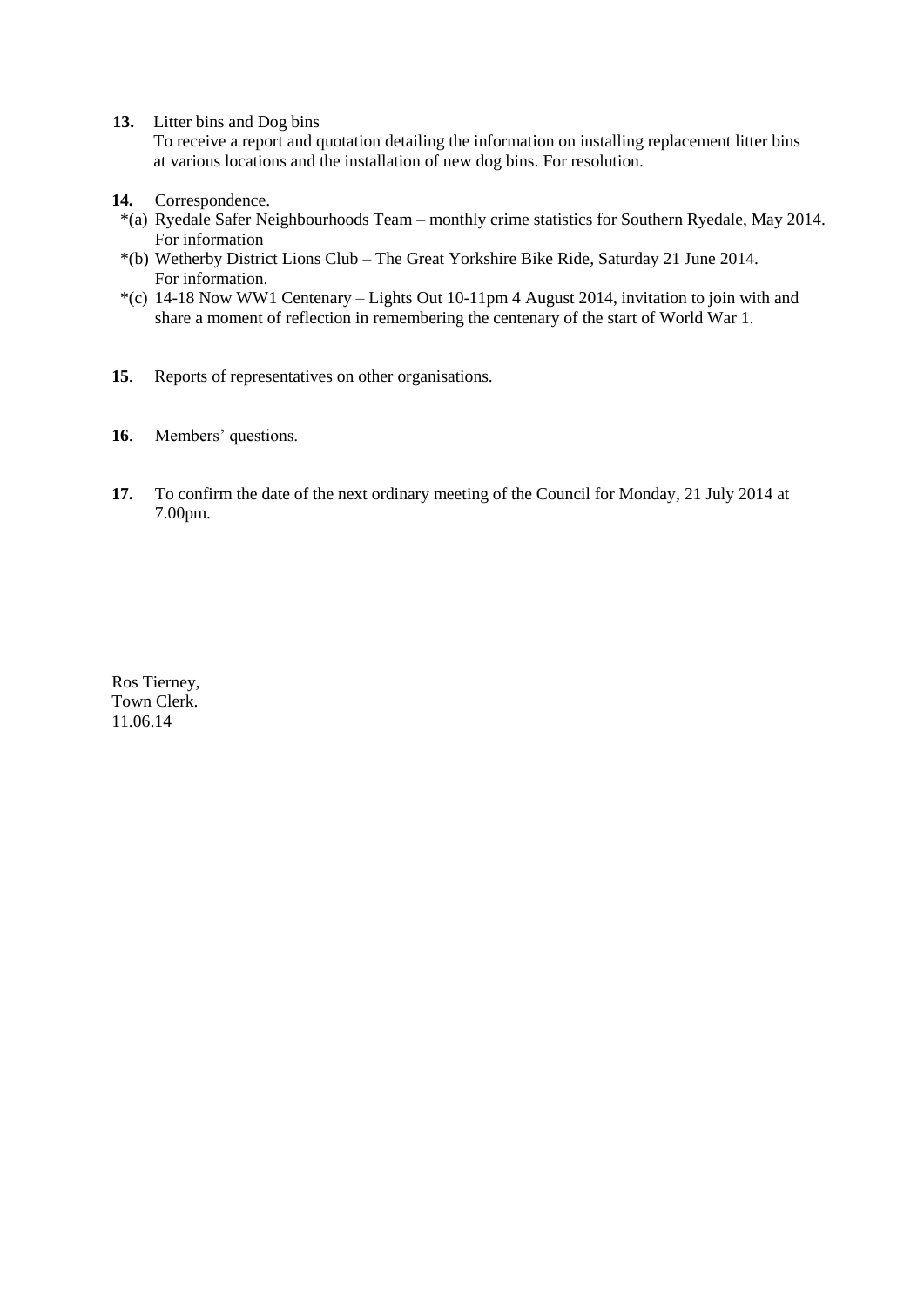**13.** Litter bins and Dog bins
To receive a report and quotation detailing the information on installing replacement litter bins at various locations and the installation of new dog bins. For resolution.

**14.** Correspondence.

*(a) Ryedale Safer Neighbourhoods Team – monthly crime statistics for Southern Ryedale, May 2014. For information

*(b) Wetherby District Lions Club – The Great Yorkshire Bike Ride, Saturday 21 June 2014. For information.

*(c) 14-18 Now WW1 Centenary – Lights Out 10-11pm 4 August 2014, invitation to join with and share a moment of reflection in remembering the centenary of the start of World War 1.

**15**. Reports of representatives on other organisations.

**16**. Members' questions.

**17.** To confirm the date of the next ordinary meeting of the Council for Monday, 21 July 2014 at 7.00pm.

Ros Tierney,
Town Clerk.
11.06.14